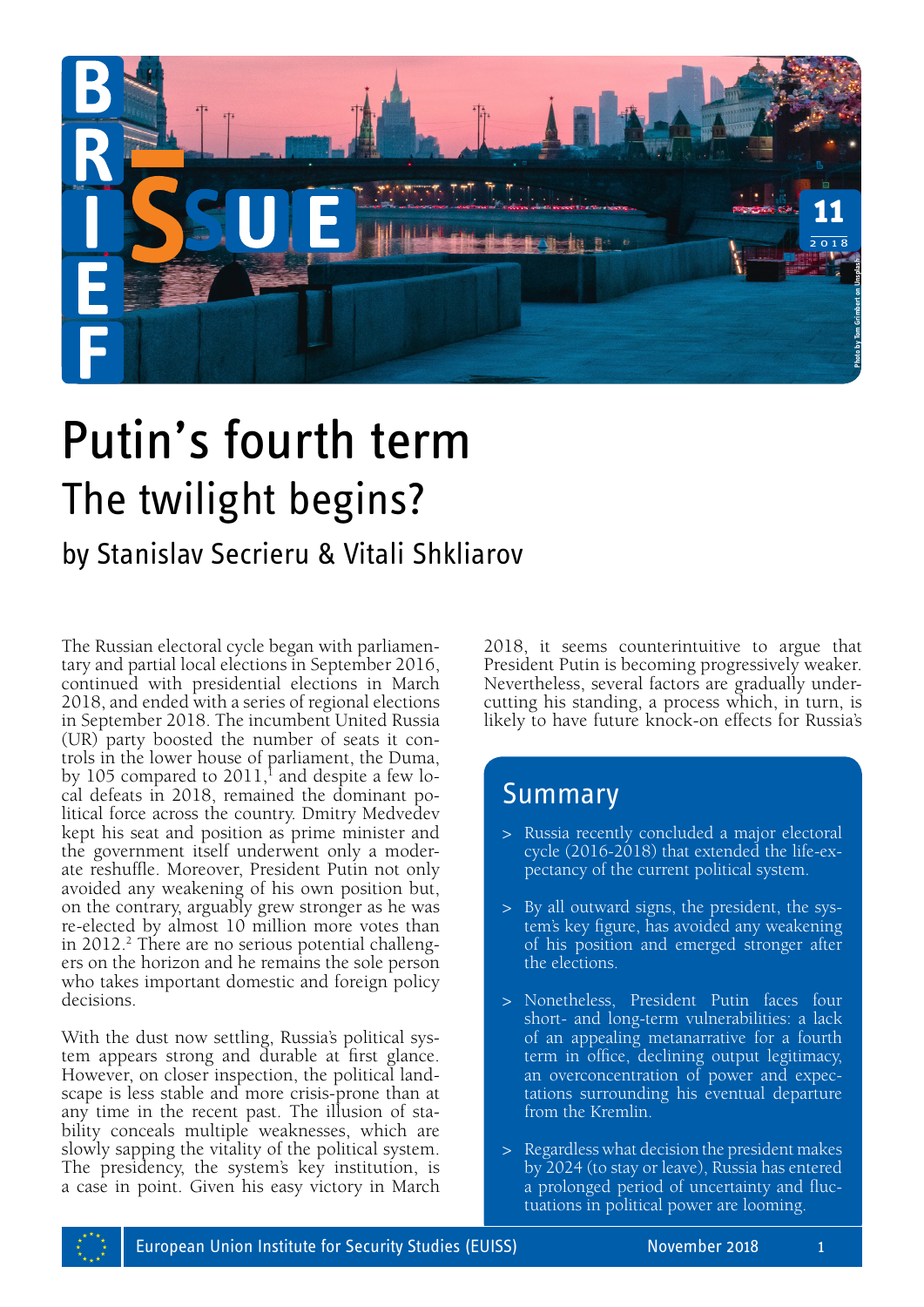# Putin's fourth term

## The twilight begins?

### by Stanislav Secrieu & Vitali Shkliarov

The Russian electoral cycle began with parliamentary and partial local elections in September 2016, continued with presidential elections in March 2018, and ended with a series of regional elections in September 2018. The incumbent United Russia (UR) party boosted the number of seats it controls in the lower house of parliament, the Duma, by 105 compared to 2011,[1] and despite a few local defeats in 2018, remained the dominant political force across the country. Dmitry Medvedev kept his seat and position as prime minister and the government itself underwent only a moderate reshuffle. Moreover, President Putin not only avoided any weakening of his own position but, on the contrary, arguably grew stronger as he was re-elected by almost 10 million more votes than in 2012.[2] There are no serious potential challengers on the horizon and he remains the sole person who takes important domestic and foreign policy decisions.

With the dust now settling, Russia's political system appears strong and durable at first glance. However, on closer inspection, the political landscape is less stable and more crisis-prone than at any time in the recent past. The illusion of stability conceals multiple weaknesses, which are slowly sapping the vitality of the political system. The presidency, the system's key institution, is a case in point. Given his easy victory in March 2018, it seems counterintuitive to argue that President Putin is becoming progressively weaker. Nevertheless, several factors are gradually undercutting his standing, a process which, in turn, is likely to have future knock-on effects for Russia's

## Summary

> Russia recently concluded a major electoral cycle (2016-2018) that extended the life-expectancy of the current political system.

> By all outward signs, the president, the system's key figure, has avoided any weakening of his position and emerged stronger after the elections.

> Nonetheless, President Putin faces four short- and long-term vulnerabilities: a lack of an appealing metanarrative for a fourth term in office, declining output legitimacy, an overconcentration of power and expectations surrounding his eventual departure from the Kremlin.

> Regardless what decision the president makes by 2024 (to stay or leave), Russia has entered a prolonged period of uncertainty and fluctuations in political power are looming.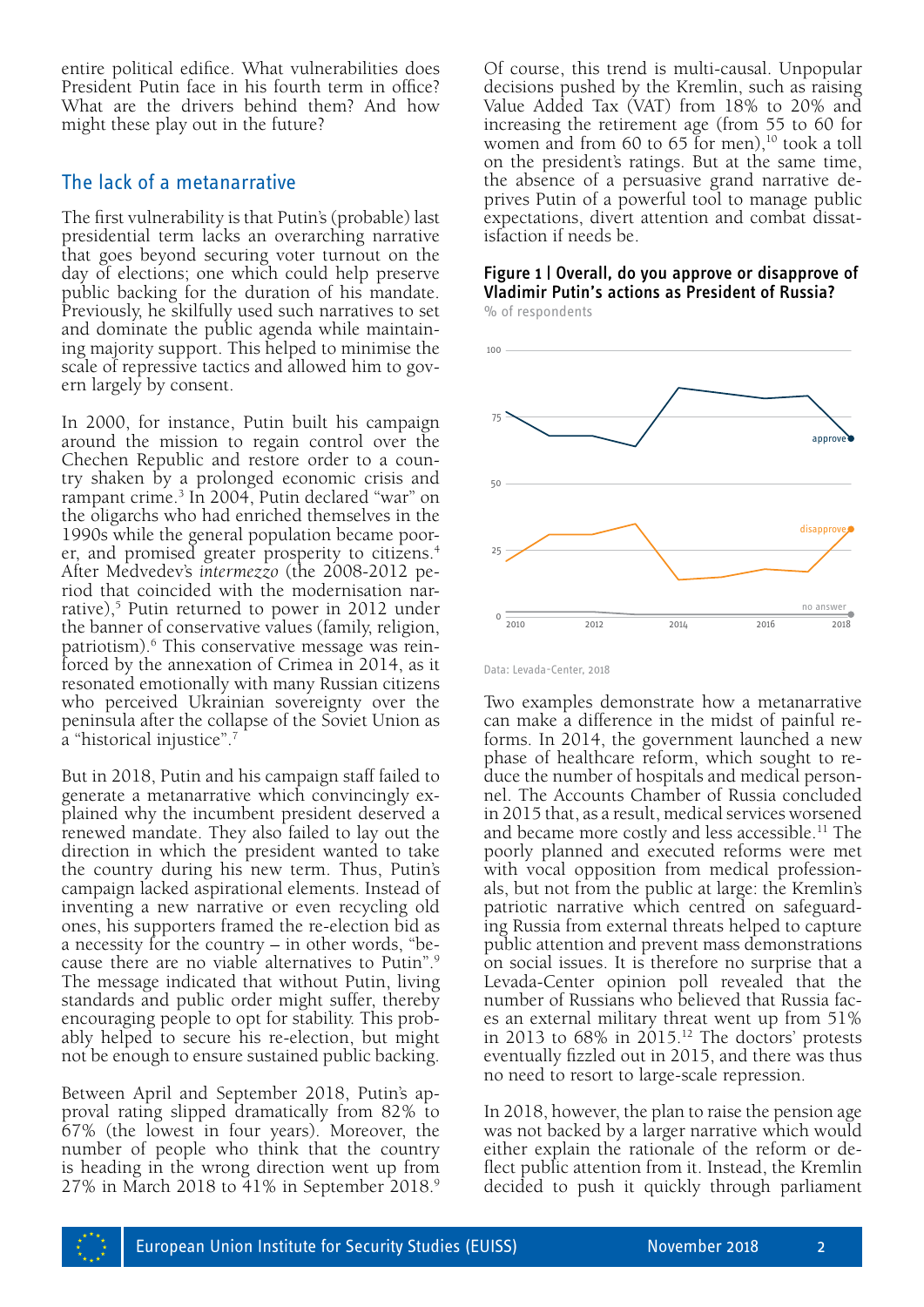entire political edifice. What vulnerabilities does President Putin face in his fourth term in office? What are the drivers behind them? And how might these play out in the future?

## The lack of a metanarrative

The first vulnerability is that Putin's (probable) last presidential term lacks an overarching narrative that goes beyond securing voter turnout on the day of elections; one which could help preserve public backing for the duration of his mandate. Previously, he skilfully used such narratives to set and dominate the public agenda while maintaining majority support. This helped to minimise the scale of repressive tactics and allowed him to govern largely by consent.

In 2000, for instance, Putin built his campaign around the mission to regain control over the Chechen Republic and restore order to a country shaken by a prolonged economic crisis and rampant crime.[3] In 2004, Putin declared "war" on the oligarchs who had enriched themselves in the 1990s while the general population became poorer, and promised greater prosperity to citizens.[4] After Medvedev's *intermezzo* (the 2008-2012 period that coincided with the modernisation narrative),[5] Putin returned to power in 2012 under the banner of conservative values (family, religion, patriotism).[6] This conservative message was reinforced by the annexation of Crimea in 2014, as it resonated emotionally with many Russian citizens who perceived Ukrainian sovereignty over the peninsula after the collapse of the Soviet Union as a "historical injustice".[7]

But in 2018, Putin and his campaign staff failed to generate a metanarrative which convincingly explained why the incumbent president deserved a renewed mandate. They also failed to lay out the direction in which the president wanted to take the country during his new term. Thus, Putin's campaign lacked aspirational elements. Instead of inventing a new narrative or even recycling old ones, his supporters framed the re-election bid as a necessity for the country – in other words, "because there are no viable alternatives to Putin".[9] The message indicated that without Putin, living standards and public order might suffer, thereby encouraging people to opt for stability. This probably helped to secure his re-election, but might not be enough to ensure sustained public backing.

Between April and September 2018, Putin's approval rating slipped dramatically from 82% to 67% (the lowest in four years). Moreover, the number of people who think that the country is heading in the wrong direction went up from 27% in March 2018 to 41% in September 2018.[9]

Of course, this trend is multi-causal. Unpopular decisions pushed by the Kremlin, such as raising Value Added Tax (VAT) from 18% to 20% and increasing the retirement age (from 55 to 60 for women and from 60 to 65 for men),[10] took a toll on the president's ratings. But at the same time, the absence of a persuasive grand narrative deprives Putin of a powerful tool to manage public expectations, divert attention and combat dissatisfaction if needs be.

**Figure 1 | Overall, do you approve or disapprove of Vladimir Putin's actions as President of Russia?**

% of respondents

Data: Levada-Center, 2018

Two examples demonstrate how a metanarrative can make a difference in the midst of painful reforms. In 2014, the government launched a new phase of healthcare reform, which sought to reduce the number of hospitals and medical personnel. The Accounts Chamber of Russia concluded in 2015 that, as a result, medical services worsened and became more costly and less accessible.[11] The poorly planned and executed reforms were met with vocal opposition from medical professionals, but not from the public at large: the Kremlin's patriotic narrative which centred on safeguarding Russia from external threats helped to capture public attention and prevent mass demonstrations on social issues. It is therefore no surprise that a Levada-Center opinion poll revealed that the number of Russians who believed that Russia faces an external military threat went up from 51% in 2013 to 68% in 2015.[12] The doctors' protests eventually fizzled out in 2015, and there was thus no need to resort to large-scale repression.

In 2018, however, the plan to raise the pension age was not backed by a larger narrative which would either explain the rationale of the reform or deflect public attention from it. Instead, the Kremlin decided to push it quickly through parliament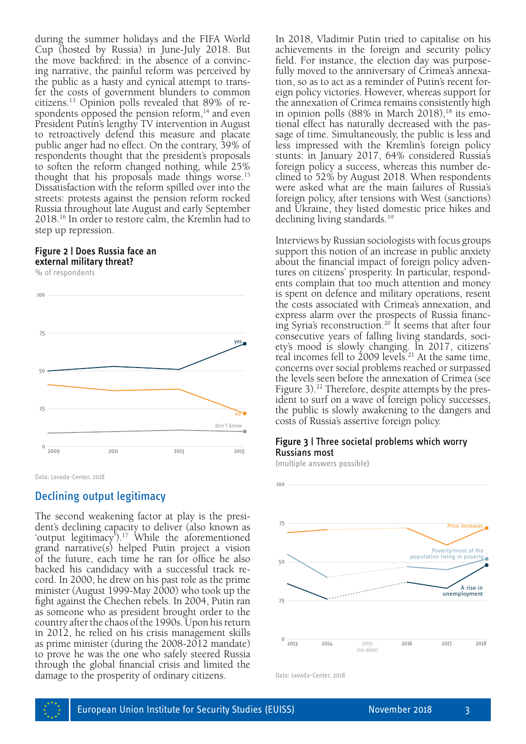during the summer holidays and the FIFA World Cup (hosted by Russia) in June-July 2018. But the move backfired: in the absence of a convincing narrative, the painful reform was perceived by the public as a hasty and cynical attempt to transfer the costs of government blunders to common citizens.[13] Opinion polls revealed that 89% of respondents opposed the pension reform,[14] and even President Putin's lengthy TV intervention in August to retroactively defend this measure and placate public anger had no effect. On the contrary, 39% of respondents thought that the president's proposals to soften the reform changed nothing, while 25% thought that his proposals made things worse.[15] Dissatisfaction with the reform spilled over into the streets: protests against the pension reform rocked Russia throughout late August and early September 2018.[16] In order to restore calm, the Kremlin had to step up repression.

**Figure 2 | Does Russia face an external military threat?**

% of respondents

Data: Levada-Center, 2018

## Declining output legitimacy

The second weakening factor at play is the president's declining capacity to deliver (also known as 'output legitimacy').[17] While the aforementioned grand narrative(s) helped Putin project a vision of the future, each time he ran for office he also backed his candidacy with a successful track record. In 2000, he drew on his past role as the prime minister (August 1999-May 2000) who took up the fight against the Chechen rebels. In 2004, Putin ran as someone who as president brought order to the country after the chaos of the 1990s. Upon his return in 2012, he relied on his crisis management skills as prime minister (during the 2008-2012 mandate) to prove he was the one who safely steered Russia through the global financial crisis and limited the damage to the prosperity of ordinary citizens.

In 2018, Vladimir Putin tried to capitalise on his achievements in the foreign and security policy field. For instance, the election day was purposefully moved to the anniversary of Crimea's annexation, so as to act as a reminder of Putin's recent foreign policy victories. However, whereas support for the annexation of Crimea remains consistently high in opinion polls (88% in March 2018),[18] its emotional effect has naturally decreased with the passage of time. Simultaneously, the public is less and less impressed with the Kremlin's foreign policy stunts: in January 2017, 64% considered Russia's foreign policy a success, whereas this number declined to 52% by August 2018. When respondents were asked what are the main failures of Russia's foreign policy, after tensions with West (sanctions) and Ukraine, they listed domestic price hikes and declining living standards.[19]

Interviews by Russian sociologists with focus groups support this notion of an increase in public anxiety about the financial impact of foreign policy adventures on citizens' prosperity. In particular, respondents complain that too much attention and money is spent on defence and military operations, resent the costs associated with Crimea's annexation, and express alarm over the prospects of Russia financing Syria's reconstruction.[20] It seems that after four consecutive years of falling living standards, society's mood is slowly changing. In 2017, citizens' real incomes fell to 2009 levels.[21] At the same time, concerns over social problems reached or surpassed the levels seen before the annexation of Crimea (see Figure 3).[22] Therefore, despite attempts by the president to surf on a wave of foreign policy successes, the public is slowly awakening to the dangers and costs of Russia's assertive foreign policy.

**Figure 3 | Three societal problems which worry Russians most**

(multiple answers possible)

Data: Levada-Center, 2018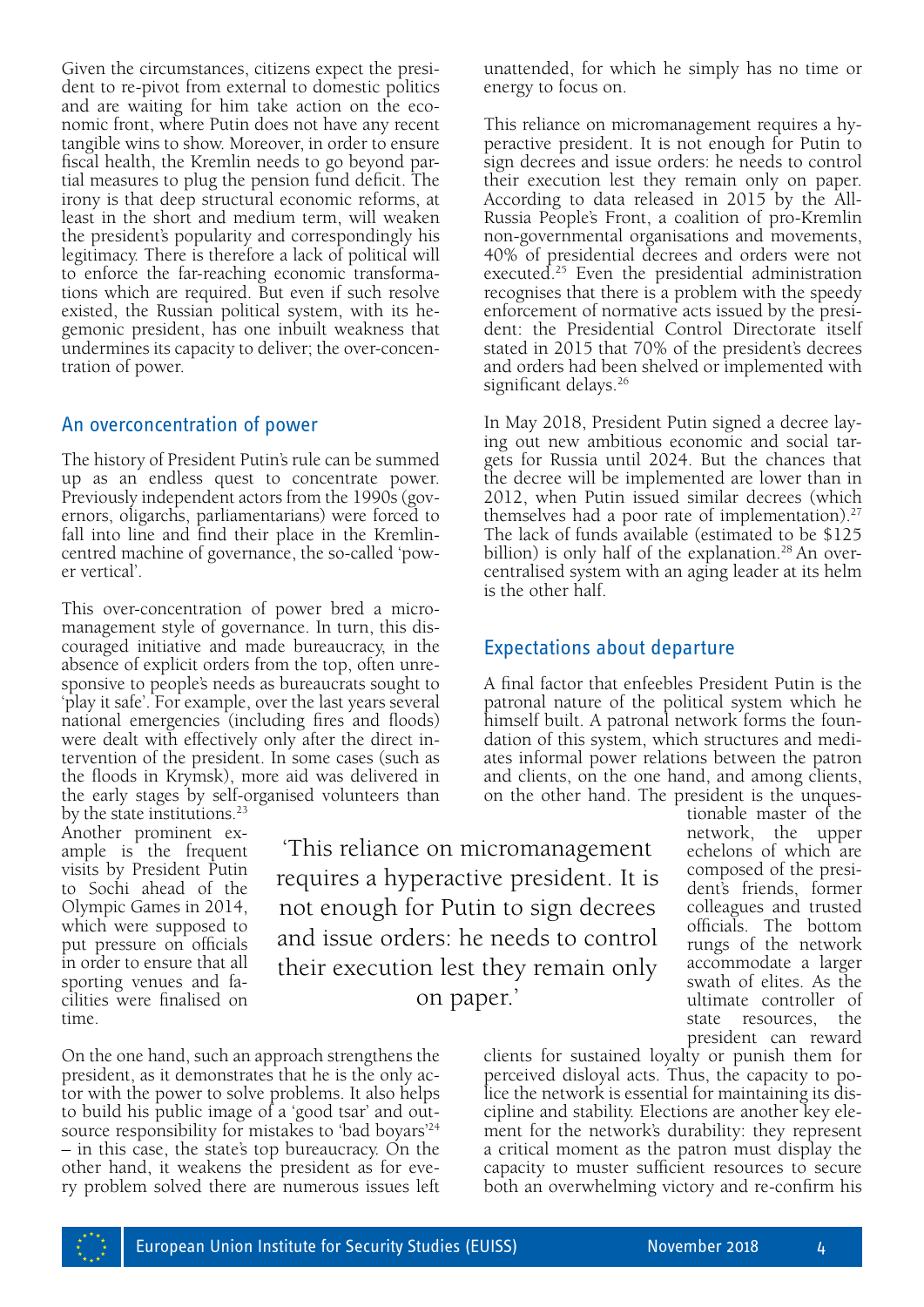Given the circumstances, citizens expect the president to re-pivot from external to domestic politics and are waiting for him take action on the economic front, where Putin does not have any recent tangible wins to show. Moreover, in order to ensure fiscal health, the Kremlin needs to go beyond partial measures to plug the pension fund deficit. The irony is that deep structural economic reforms, at least in the short and medium term, will weaken the president's popularity and correspondingly his legitimacy. There is therefore a lack of political will to enforce the far-reaching economic transformations which are required. But even if such resolve existed, the Russian political system, with its hegemonic president, has one inbuilt weakness that undermines its capacity to deliver; the over-concentration of power.

## An overconcentration of power

The history of President Putin's rule can be summed up as an endless quest to concentrate power. Previously independent actors from the 1990s (governors, oligarchs, parliamentarians) were forced to fall into line and find their place in the Kremlin-centred machine of governance, the so-called 'power vertical'.

This over-concentration of power bred a micro-management style of governance. In turn, this discouraged initiative and made bureaucracy, in the absence of explicit orders from the top, often unresponsive to people's needs as bureaucrats sought to 'play it safe'. For example, over the last years several national emergencies (including fires and floods) were dealt with effectively only after the direct intervention of the president. In some cases (such as the floods in Krymsk), more aid was delivered in the early stages by self-organised volunteers than by the state institutions.[23] Another prominent example is the frequent visits by President Putin to Sochi ahead of the Olympic Games in 2014, which were supposed to put pressure on officials in order to ensure that all sporting venues and facilities were finalised on time.

> 'This reliance on micromanagement requires a hyperactive president. It is not enough for Putin to sign decrees and issue orders: he needs to control their execution lest they remain only on paper.'

On the one hand, such an approach strengthens the president, as it demonstrates that he is the only actor with the power to solve problems. It also helps to build his public image of a 'good tsar' and outsource responsibility for mistakes to 'bad boyars'[24] – in this case, the state's top bureaucracy. On the other hand, it weakens the president as for every problem solved there are numerous issues left unattended, for which he simply has no time or energy to focus on.

This reliance on micromanagement requires a hyperactive president. It is not enough for Putin to sign decrees and issue orders: he needs to control their execution lest they remain only on paper. According to data released in 2015 by the All-Russia People's Front, a coalition of pro-Kremlin non-governmental organisations and movements, 40% of presidential decrees and orders were not executed.[25] Even the presidential administration recognises that there is a problem with the speedy enforcement of normative acts issued by the president: the Presidential Control Directorate itself stated in 2015 that 70% of the president's decrees and orders had been shelved or implemented with significant delays.[26]

In May 2018, President Putin signed a decree laying out new ambitious economic and social targets for Russia until 2024. But the chances that the decree will be implemented are lower than in 2012, when Putin issued similar decrees (which themselves had a poor rate of implementation).[27] The lack of funds available (estimated to be $125 billion) is only half of the explanation.[28] An over-centralised system with an aging leader at its helm is the other half.

## Expectations about departure

A final factor that enfeebles President Putin is the patronal nature of the political system which he himself built. A patronal network forms the foundation of this system, which structures and mediates informal power relations between the patron and clients, on the one hand, and among clients, on the other hand. The president is the unquestionable master of the network, the upper echelons of which are composed of the president's friends, former colleagues and trusted officials. The bottom rungs of the network accommodate a larger swath of elites. As the ultimate controller of state resources, the president can reward clients for sustained loyalty or punish them for perceived disloyal acts. Thus, the capacity to police the network is essential for maintaining its discipline and stability. Elections are another key element for the network's durability: they represent a critical moment as the patron must display the capacity to muster sufficient resources to secure both an overwhelming victory and re-confirm his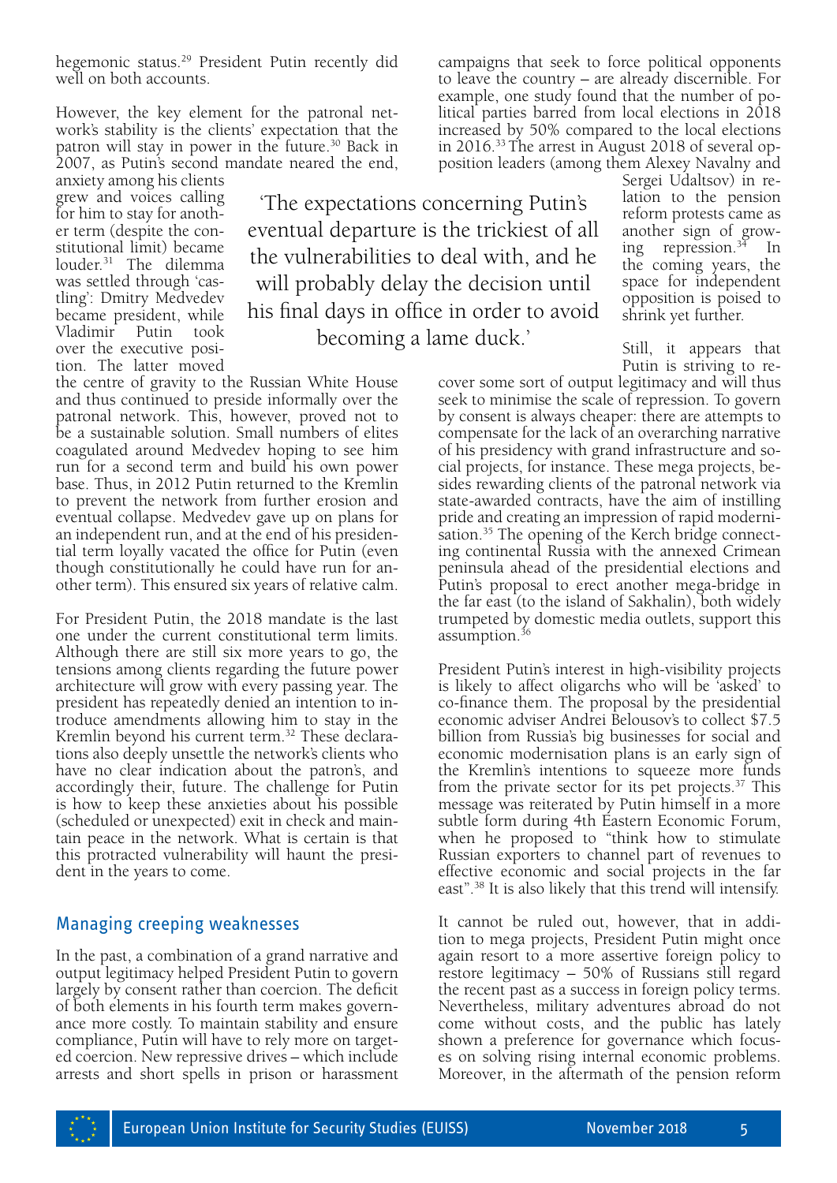hegemonic status.[29] President Putin recently did well on both accounts.

However, the key element for the patronal network's stability is the clients' expectation that the patron will stay in power in the future.[30] Back in 2007, as Putin's second mandate neared the end, anxiety among his clients grew and voices calling for him to stay for another term (despite the constitutional limit) became louder.[31] The dilemma was settled through 'castling': Dmitry Medvedev became president, while Vladimir Putin took over the executive position. The latter moved the centre of gravity to the Russian White House and thus continued to preside informally over the patronal network. This, however, proved not to be a sustainable solution. Small numbers of elites coagulated around Medvedev hoping to see him run for a second term and build his own power base. Thus, in 2012 Putin returned to the Kremlin to prevent the network from further erosion and eventual collapse. Medvedev gave up on plans for an independent run, and at the end of his presidential term loyally vacated the office for Putin (even though constitutionally he could have run for another term). This ensured six years of relative calm.

> 'The expectations concerning Putin's eventual departure is the trickiest of all the vulnerabilities to deal with, and he will probably delay the decision until his final days in office in order to avoid becoming a lame duck.'

For President Putin, the 2018 mandate is the last one under the current constitutional term limits. Although there are still six more years to go, the tensions among clients regarding the future power architecture will grow with every passing year. The president has repeatedly denied an intention to introduce amendments allowing him to stay in the Kremlin beyond his current term.[32] These declarations also deeply unsettle the network's clients who have no clear indication about the patron's, and accordingly their, future. The challenge for Putin is how to keep these anxieties about his possible (scheduled or unexpected) exit in check and maintain peace in the network. What is certain is that this protracted vulnerability will haunt the president in the years to come.

## Managing creeping weaknesses

In the past, a combination of a grand narrative and output legitimacy helped President Putin to govern largely by consent rather than coercion. The deficit of both elements in his fourth term makes governance more costly. To maintain stability and ensure compliance, Putin will have to rely more on targeted coercion. New repressive drives – which include arrests and short spells in prison or harassment campaigns that seek to force political opponents to leave the country – are already discernible. For example, one study found that the number of political parties barred from local elections in 2018 increased by 50% compared to the local elections in 2016.[33] The arrest in August 2018 of several opposition leaders (among them Alexey Navalny and Sergei Udaltsov) in relation to the pension reform protests came as another sign of growing repression.[34] In the coming years, the space for independent opposition is poised to shrink yet further.

Still, it appears that Putin is striving to recover some sort of output legitimacy and will thus seek to minimise the scale of repression. To govern by consent is always cheaper: there are attempts to compensate for the lack of an overarching narrative of his presidency with grand infrastructure and social projects, for instance. These mega projects, besides rewarding clients of the patronal network via state-awarded contracts, have the aim of instilling pride and creating an impression of rapid modernisation.[35] The opening of the Kerch bridge connecting continental Russia with the annexed Crimean peninsula ahead of the presidential elections and Putin's proposal to erect another mega-bridge in the far east (to the island of Sakhalin), both widely trumpeted by domestic media outlets, support this assumption.[36]

President Putin's interest in high-visibility projects is likely to affect oligarchs who will be 'asked' to co-finance them. The proposal by the presidential economic adviser Andrei Belousov's to collect $7.5 billion from Russia's big businesses for social and economic modernisation plans is an early sign of the Kremlin's intentions to squeeze more funds from the private sector for its pet projects.[37] This message was reiterated by Putin himself in a more subtle form during 4th Eastern Economic Forum, when he proposed to "think how to stimulate Russian exporters to channel part of revenues to effective economic and social projects in the far east".[38] It is also likely that this trend will intensify.

It cannot be ruled out, however, that in addition to mega projects, President Putin might once again resort to a more assertive foreign policy to restore legitimacy – 50% of Russians still regard the recent past as a success in foreign policy terms. Nevertheless, military adventures abroad do not come without costs, and the public has lately shown a preference for governance which focuses on solving rising internal economic problems. Moreover, in the aftermath of the pension reform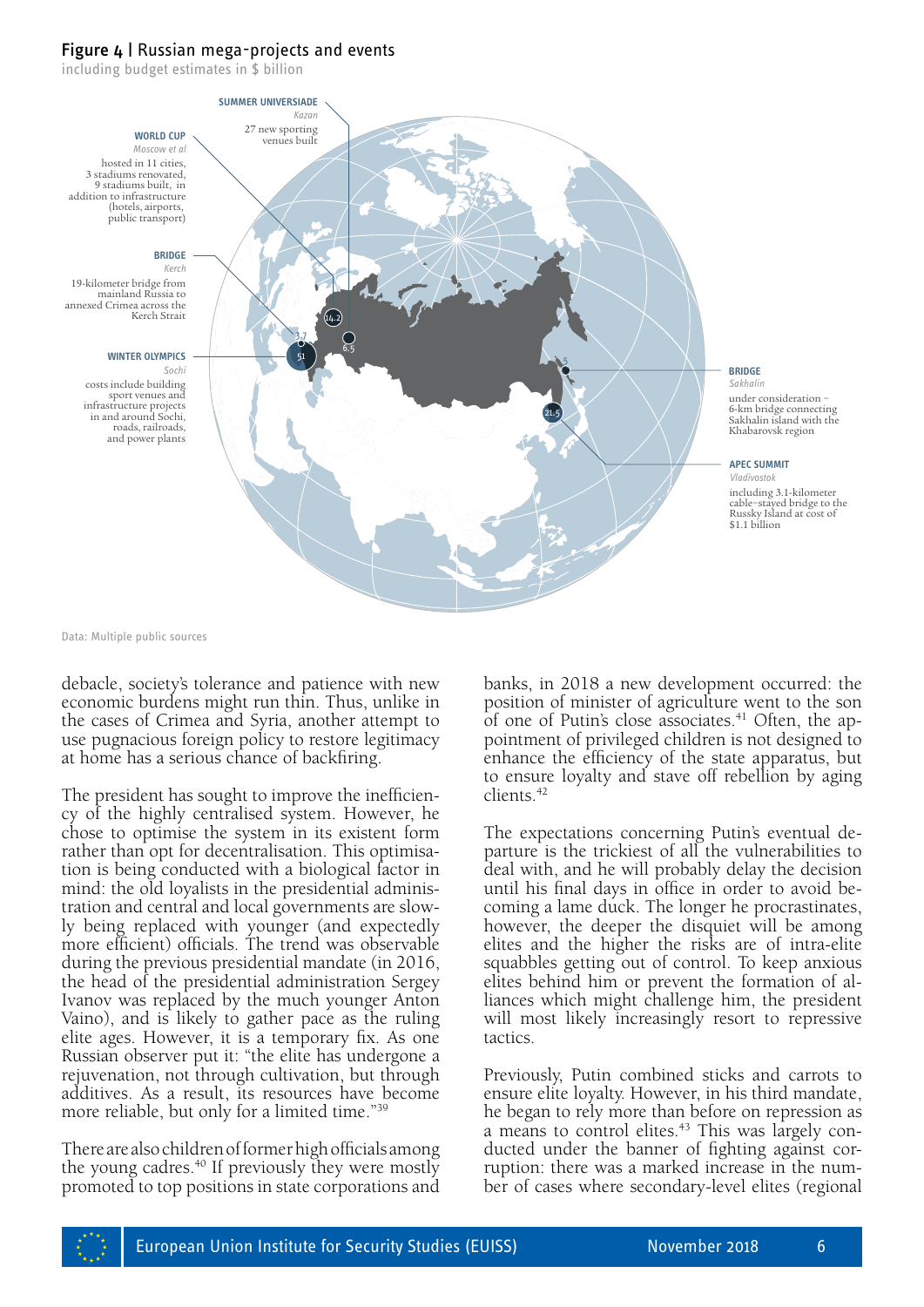**Figure 4 | Russian mega-projects and events**

including budget estimates in $ billion

**SUMMER UNIVERSIADE**
*Kazan*
27 new sporting venues built

**WORLD CUP**
*Moscow et al*
hosted in 11 cities, 3 stadiums renovated, 9 stadiums built, in addition to infrastructure (hotels, airports, public transport)

**BRIDGE**
*Kerch*
19-kilometer bridge from mainland Russia to annexed Crimea across the Kerch Strait

**WINTER OLYMPICS**
*Sochi*
costs include building sport venues and infrastructure projects in and around Sochi, roads, railroads, and power plants

**BRIDGE**
*Sakhalin*
under consideration – 6-km bridge connecting Sakhalin island with the Khabarovsk region

**APEC SUMMIT**
*Vladivostok*
including 3.1-kilometer cable-stayed bridge to the Russky Island at cost of $1.1 billion

14.2 | 6.5 | 3.7 | 51 | 5 | 21.5

Data: Multiple public sources

debacle, society's tolerance and patience with new economic burdens might run thin. Thus, unlike in the cases of Crimea and Syria, another attempt to use pugnacious foreign policy to restore legitimacy at home has a serious chance of backfiring.

The president has sought to improve the inefficiency of the highly centralised system. However, he chose to optimise the system in its existent form rather than opt for decentralisation. This optimisation is being conducted with a biological factor in mind: the old loyalists in the presidential administration and central and local governments are slowly being replaced with younger (and expectedly more efficient) officials. The trend was observable during the previous presidential mandate (in 2016, the head of the presidential administration Sergey Ivanov was replaced by the much younger Anton Vaino), and is likely to gather pace as the ruling elite ages. However, it is a temporary fix. As one Russian observer put it: "the elite has undergone a rejuvenation, not through cultivation, but through additives. As a result, its resources have become more reliable, but only for a limited time."[39]

There are also children of former high officials among the young cadres.[40] If previously they were mostly promoted to top positions in state corporations and banks, in 2018 a new development occurred: the position of minister of agriculture went to the son of one of Putin's close associates.[41] Often, the appointment of privileged children is not designed to enhance the efficiency of the state apparatus, but to ensure loyalty and stave off rebellion by aging clients.[42]

The expectations concerning Putin's eventual departure is the trickiest of all the vulnerabilities to deal with, and he will probably delay the decision until his final days in office in order to avoid becoming a lame duck. The longer he procrastinates, however, the deeper the disquiet will be among elites and the higher the risks are of intra-elite squabbles getting out of control. To keep anxious elites behind him or prevent the formation of alliances which might challenge him, the president will most likely increasingly resort to repressive tactics.

Previously, Putin combined sticks and carrots to ensure elite loyalty. However, in his third mandate, he began to rely more than before on repression as a means to control elites.[43] This was largely conducted under the banner of fighting against corruption: there was a marked increase in the number of cases where secondary-level elites (regional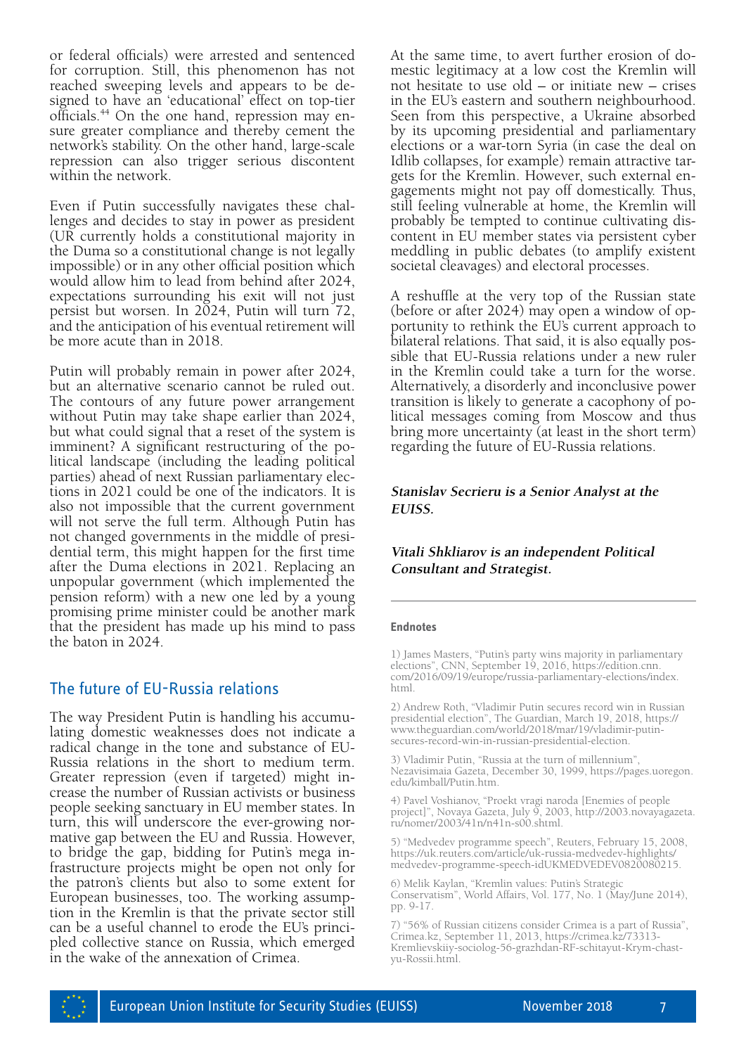or federal officials) were arrested and sentenced for corruption. Still, this phenomenon has not reached sweeping levels and appears to be designed to have an 'educational' effect on top-tier officials.[44] On the one hand, repression may ensure greater compliance and thereby cement the network's stability. On the other hand, large-scale repression can also trigger serious discontent within the network.

Even if Putin successfully navigates these challenges and decides to stay in power as president (UR currently holds a constitutional majority in the Duma so a constitutional change is not legally impossible) or in any other official position which would allow him to lead from behind after 2024, expectations surrounding his exit will not just persist but worsen. In 2024, Putin will turn 72, and the anticipation of his eventual retirement will be more acute than in 2018.

Putin will probably remain in power after 2024, but an alternative scenario cannot be ruled out. The contours of any future power arrangement without Putin may take shape earlier than 2024, but what could signal that a reset of the system is imminent? A significant restructuring of the political landscape (including the leading political parties) ahead of next Russian parliamentary elections in 2021 could be one of the indicators. It is also not impossible that the current government will not serve the full term. Although Putin has not changed governments in the middle of presidential term, this might happen for the first time after the Duma elections in 2021. Replacing an unpopular government (which implemented the pension reform) with a new one led by a young promising prime minister could be another mark that the president has made up his mind to pass the baton in 2024.

## The future of EU-Russia relations

The way President Putin is handling his accumulating domestic weaknesses does not indicate a radical change in the tone and substance of EU-Russia relations in the short to medium term. Greater repression (even if targeted) might increase the number of Russian activists or business people seeking sanctuary in EU member states. In turn, this will underscore the ever-growing normative gap between the EU and Russia. However, to bridge the gap, bidding for Putin's mega infrastructure projects might be open not only for the patron's clients but also to some extent for European businesses, too. The working assumption in the Kremlin is that the private sector still can be a useful channel to erode the EU's principled collective stance on Russia, which emerged in the wake of the annexation of Crimea.

At the same time, to avert further erosion of domestic legitimacy at a low cost the Kremlin will not hesitate to use old – or initiate new – crises in the EU's eastern and southern neighbourhood. Seen from this perspective, a Ukraine absorbed by its upcoming presidential and parliamentary elections or a war-torn Syria (in case the deal on Idlib collapses, for example) remain attractive targets for the Kremlin. However, such external engagements might not pay off domestically. Thus, still feeling vulnerable at home, the Kremlin will probably be tempted to continue cultivating discontent in EU member states via persistent cyber meddling in public debates (to amplify existent societal cleavages) and electoral processes.

A reshuffle at the very top of the Russian state (before or after 2024) may open a window of opportunity to rethink the EU's current approach to bilateral relations. That said, it is also equally possible that EU-Russia relations under a new ruler in the Kremlin could take a turn for the worse. Alternatively, a disorderly and inconclusive power transition is likely to generate a cacophony of political messages coming from Moscow and thus bring more uncertainty (at least in the short term) regarding the future of EU-Russia relations.

***Stanislav Secrieru is a Senior Analyst at the EUISS.***

***Vitali Shkliarov is an independent Political Consultant and Strategist.***

---

**Endnotes**

1) James Masters, "Putin's party wins majority in parliamentary elections", CNN, September 19, 2016, https://edition.cnn.com/2016/09/19/europe/russia-parliamentary-elections/index.html.

2) Andrew Roth, "Vladimir Putin secures record win in Russian presidential election", The Guardian, March 19, 2018, https://www.theguardian.com/world/2018/mar/19/vladimir-putin-secures-record-win-in-russian-presidential-election.

3) Vladimir Putin, "Russia at the turn of millennium", Nezavisimaia Gazeta, December 30, 1999, https://pages.uoregon.edu/kimball/Putin.htm.

4) Pavel Voshianov, "Proekt vragi naroda [Enemies of people project]", Novaya Gazeta, July 9, 2003, http://2003.novayagazeta.ru/nomer/2003/41n/n41n-s00.shtml.

5) "Medvedev programme speech", Reuters, February 15, 2008, https://uk.reuters.com/article/uk-russia-medvedev-highlights/medvedev-programme-speech-idUKMEDVEDEV0820080215.

6) Melik Kaylan, "Kremlin values: Putin's Strategic Conservatism", World Affairs, Vol. 177, No. 1 (May/June 2014), pp. 9-17.

7) "56% of Russian citizens consider Crimea is a part of Russia", Crimea.kz, September 11, 2013, https://crimea.kz/73313-Kremlievskiiy-sociolog-56-grazhdan-RF-schitayut-Krym-chast-yu-Rossii.html.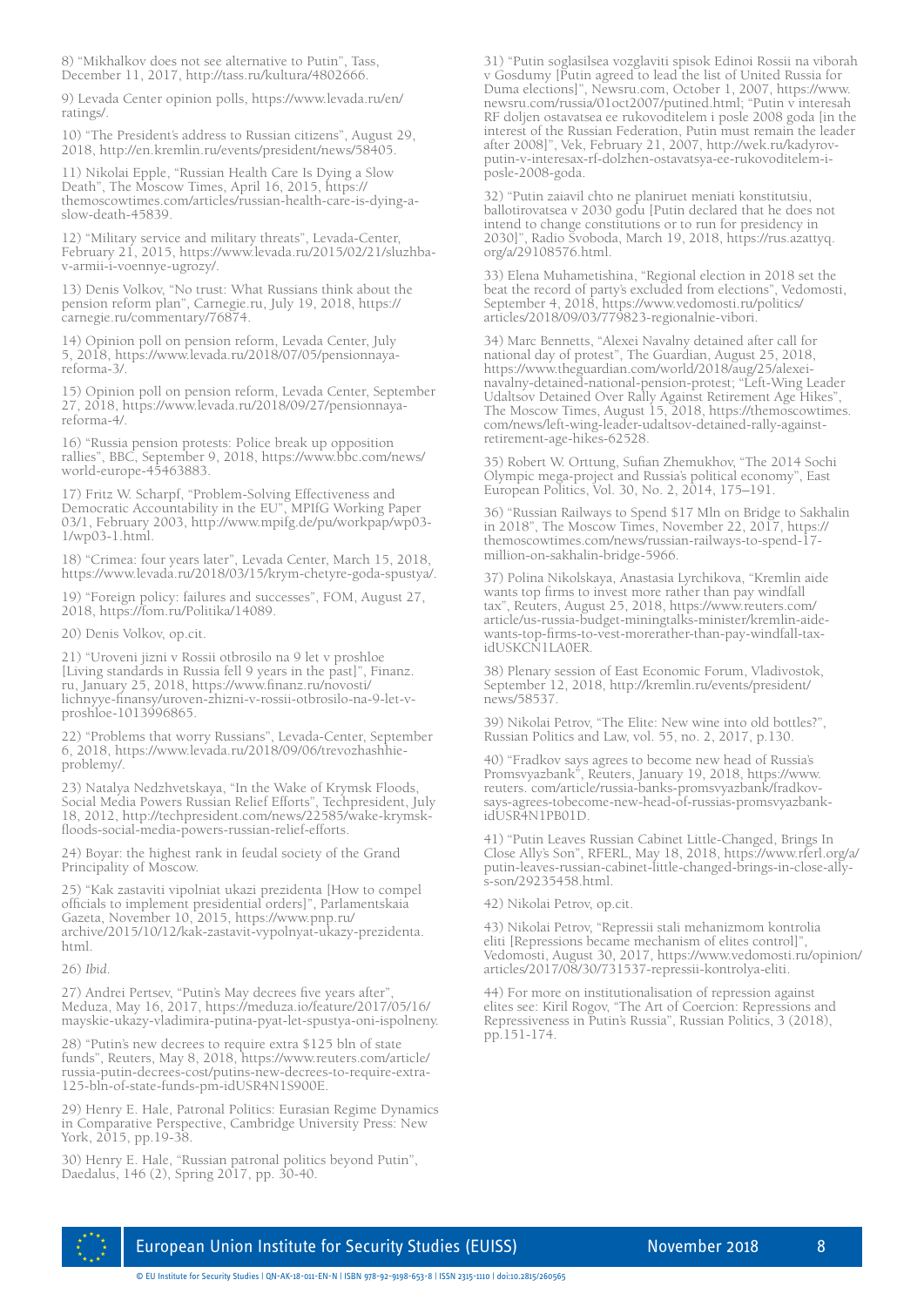8) "Mikhalkov does not see alternative to Putin", Tass, December 11, 2017, http://tass.ru/kultura/4802666.

9) Levada Center opinion polls, https://www.levada.ru/en/ratings/.

10) "The President's address to Russian citizens", August 29, 2018, http://en.kremlin.ru/events/president/news/58405.

11) Nikolai Epple, "Russian Health Care Is Dying a Slow Death", The Moscow Times, April 16, 2015, https://themoscowtimes.com/articles/russian-health-care-is-dying-a-slow-death-45839.

12) "Military service and military threats", Levada-Center, February 21, 2015, https://www.levada.ru/2015/02/21/sluzhba-v-armii-i-voennye-ugrozy/.

13) Denis Volkov, "No trust: What Russians think about the pension reform plan", Carnegie.ru, July 19, 2018, https://carnegie.ru/commentary/76874.

14) Opinion poll on pension reform, Levada Center, July 5, 2018, https://www.levada.ru/2018/07/05/pensionnaya-reforma-3/.

15) Opinion poll on pension reform, Levada Center, September 27, 2018, https://www.levada.ru/2018/09/27/pensionnaya-reforma-4/.

16) "Russia pension protests: Police break up opposition rallies", BBC, September 9, 2018, https://www.bbc.com/news/world-europe-45463883.

17) Fritz W. Scharpf, "Problem-Solving Effectiveness and Democratic Accountability in the EU", MPIfG Working Paper 03/1, February 2003, http://www.mpifg.de/pu/workpap/wp03-1/wp03-1.html.

18) "Crimea: four years later", Levada Center, March 15, 2018, https://www.levada.ru/2018/03/15/krym-chetyre-goda-spustya/.

19) "Foreign policy: failures and successes", FOM, August 27, 2018, https://fom.ru/Politika/14089.

20) Denis Volkov, op.cit.

21) "Uroveni jizni v Rossii otbrosilo na 9 let v proshloe [Living standards in Russia fell 9 years in the past]", Finanz.ru, January 25, 2018, https://www.finanz.ru/novosti/lichnyye-finansy/uroven-zhizni-v-rossii-otbrosilo-na-9-let-v-proshloe-1013996865.

22) "Problems that worry Russians", Levada-Center, September 6, 2018, https://www.levada.ru/2018/09/06/trevozhashhie-problemy/.

23) Natalya Nedzhvetskaya, "In the Wake of Krymsk Floods, Social Media Powers Russian Relief Efforts", Techpresident, July 18, 2012, http://techpresident.com/news/22585/wake-krymsk-floods-social-media-powers-russian-relief-efforts.

24) Boyar: the highest rank in feudal society of the Grand Principality of Moscow.

25) "Kak zastaviti vipolniat ukazi prezidenta [How to compel officials to implement presidential orders]", Parlamentskaia Gazeta, November 10, 2015, https://www.pnp.ru/archive/2015/10/12/kak-zastavit-vypolnyat-ukazy-prezidenta.html.

26) *Ibid*.

27) Andrei Pertsev, "Putin's May decrees five years after", Meduza, May 16, 2017, https://meduza.io/feature/2017/05/16/mayskie-ukazy-vladimira-putina-pyat-let-spustya-oni-ispolneny.

28) "Putin's new decrees to require extra $125 bln of state funds", Reuters, May 8, 2018, https://www.reuters.com/article/russia-putin-decrees-cost/putins-new-decrees-to-require-extra-125-bln-of-state-funds-pm-idUSR4N1S900E.

29) Henry E. Hale, Patronal Politics: Eurasian Regime Dynamics in Comparative Perspective, Cambridge University Press: New York, 2015, pp.19-38.

30) Henry E. Hale, "Russian patronal politics beyond Putin", Daedalus, 146 (2), Spring 2017, pp. 30-40.

31) "Putin soglasilsea vozglaviti spisok Edinoi Rossii na viborah v Gosdumy [Putin agreed to lead the list of United Russia for Duma elections]", Newsru.com, October 1, 2007, https://www.newsru.com/russia/01oct2007/putined.html; "Putin v interesah RF doljen ostavatsea ee rukovoditelem i posle 2008 goda [in the interest of the Russian Federation, Putin must remain the leader after 2008]", Vek, February 21, 2007, http://wek.ru/kadyrov-putin-v-interesax-rf-dolzhen-ostavatsya-ee-rukovoditelem-i-posle-2008-goda.

32) "Putin zaiavil chto ne planiruet meniati konstitutsiu, ballotirovatsea v 2030 godu [Putin declared that he does not intend to change constitutions or to run for presidency in 2030]", Radio Svoboda, March 19, 2018, https://rus.azattyq.org/a/29108576.html.

33) Elena Muhametishina, "Regional election in 2018 set the beat the record of party's excluded from elections", Vedomosti, September 4, 2018, https://www.vedomosti.ru/politics/articles/2018/09/03/779823-regionalnie-vibori.

34) Marc Bennetts, "Alexei Navalny detained after call for national day of protest", The Guardian, August 25, 2018, https://www.theguardian.com/world/2018/aug/25/alexei-navalny-detained-national-pension-protest; "Left-Wing Leader Udaltsov Detained Over Rally Against Retirement Age Hikes", The Moscow Times, August 15, 2018, https://themoscowtimes.com/news/left-wing-leader-udaltsov-detained-rally-against-retirement-age-hikes-62528.

35) Robert W. Orttung, Sufian Zhemukhov, "The 2014 Sochi Olympic mega-project and Russia's political economy", East European Politics, Vol. 30, No. 2, 2014, 175–191.

36) "Russian Railways to Spend $17 Mln on Bridge to Sakhalin in 2018", The Moscow Times, November 22, 2017, https://themoscowtimes.com/news/russian-railways-to-spend-17-million-on-sakhalin-bridge-5966.

37) Polina Nikolskaya, Anastasia Lyrchikova, "Kremlin aide wants top firms to invest more rather than pay windfall tax", Reuters, August 25, 2018, https://www.reuters.com/article/us-russia-budget-miningtalks-minister/kremlin-aide-wants-top-firms-to-vest-morerather-than-pay-windfall-tax-idUSKCN1LA0ER.

38) Plenary session of East Economic Forum, Vladivostok, September 12, 2018, http://kremlin.ru/events/president/news/58537.

39) Nikolai Petrov, "The Elite: New wine into old bottles?", Russian Politics and Law, vol. 55, no. 2, 2017, p.130.

40) "Fradkov says agrees to become new head of Russia's Promsvyazbank", Reuters, January 19, 2018, https://www.reuters. com/article/russia-banks-promsvyazbank/fradkov-says-agrees-tobecome-new-head-of-russias-promsvyazbank-idUSR4N1PB01D.

41) "Putin Leaves Russian Cabinet Little-Changed, Brings In Close Ally's Son", RFERL, May 18, 2018, https://www.rferl.org/a/putin-leaves-russian-cabinet-little-changed-brings-in-close-ally-s-son/29235458.html.

42) Nikolai Petrov, op.cit.

43) Nikolai Petrov, "Repressii stali mehanizmom kontrolia elity [Repressions became mechanism of elites control]", Vedomosti, August 30, 2017, https://www.vedomosti.ru/opinion/articles/2017/08/30/731537-repressii-kontrolya-eliti.

44) For more on institutionalisation of repression against elites see: Kiril Rogov, "The Art of Coercion: Repressions and Repressiveness in Putin's Russia", Russian Politics, 3 (2018), pp.151-174.

© EU Institute for Security Studies | QN-AK-18-011-EN-N | ISBN 978-92-9198-653-8 | ISSN 2315-1110 | doi:10.2815/260565